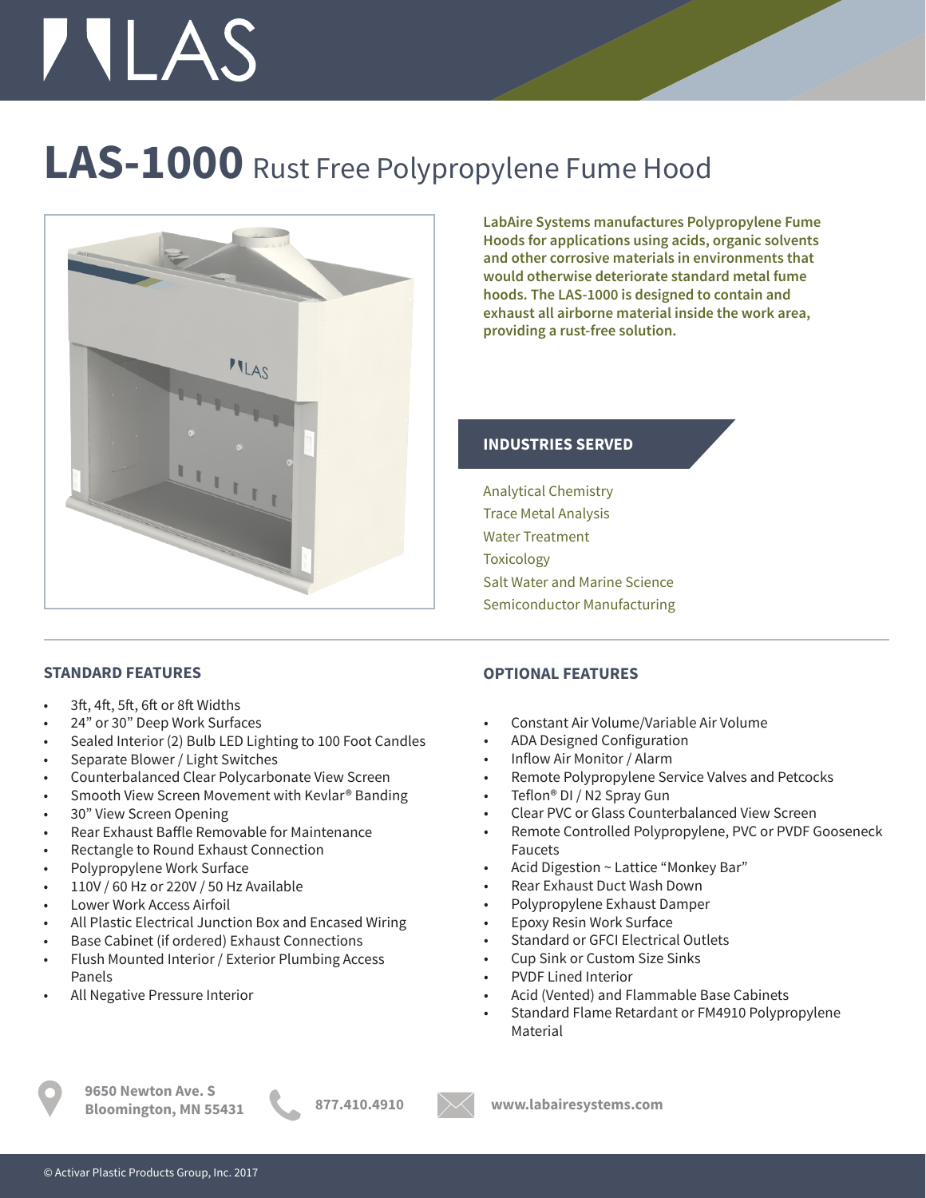# LAS-1000 Rust Free Polypropylene Fume Hood

**LabAire Systems manufactures Polypropylene Fume Hoods for applications using acids, organic solvents and other corrosive materials in environments that would otherwise deteriorate standard metal fume hoods. The LAS-1000 is designed to contain and exhaust all airborne material inside the work area, providing a rust-free solution.**

## INDUSTRIES SERVED

Analytical Chemistry
Trace Metal Analysis
Water Treatment
Toxicology
Salt Water and Marine Science
Semiconductor Manufacturing

## STANDARD FEATURES

- 3ft, 4ft, 5ft, 6ft or 8ft Widths
- 24" or 30" Deep Work Surfaces
- Sealed Interior (2) Bulb LED Lighting to 100 Foot Candles
- Separate Blower / Light Switches
- Counterbalanced Clear Polycarbonate View Screen
- Smooth View Screen Movement with Kevlar® Banding
- 30" View Screen Opening
- Rear Exhaust Baffle Removable for Maintenance
- Rectangle to Round Exhaust Connection
- Polypropylene Work Surface
- 110V / 60 Hz or 220V / 50 Hz Available
- Lower Work Access Airfoil
- All Plastic Electrical Junction Box and Encased Wiring
- Base Cabinet (if ordered) Exhaust Connections
- Flush Mounted Interior / Exterior Plumbing Access Panels
- All Negative Pressure Interior

## OPTIONAL FEATURES

- Constant Air Volume/Variable Air Volume
- ADA Designed Configuration
- Inflow Air Monitor / Alarm
- Remote Polypropylene Service Valves and Petcocks
- Teflon® DI / N2 Spray Gun
- Clear PVC or Glass Counterbalanced View Screen
- Remote Controlled Polypropylene, PVC or PVDF Gooseneck Faucets
- Acid Digestion ~ Lattice "Monkey Bar"
- Rear Exhaust Duct Wash Down
- Polypropylene Exhaust Damper
- Epoxy Resin Work Surface
- Standard or GFCI Electrical Outlets
- Cup Sink or Custom Size Sinks
- PVDF Lined Interior
- Acid (Vented) and Flammable Base Cabinets
- Standard Flame Retardant or FM4910 Polypropylene Material

**9650 Newton Ave. S**
**Bloomington, MN 55431**

**877.410.4910**

**www.labairesystems.com**

© Activar Plastic Products Group, Inc. 2017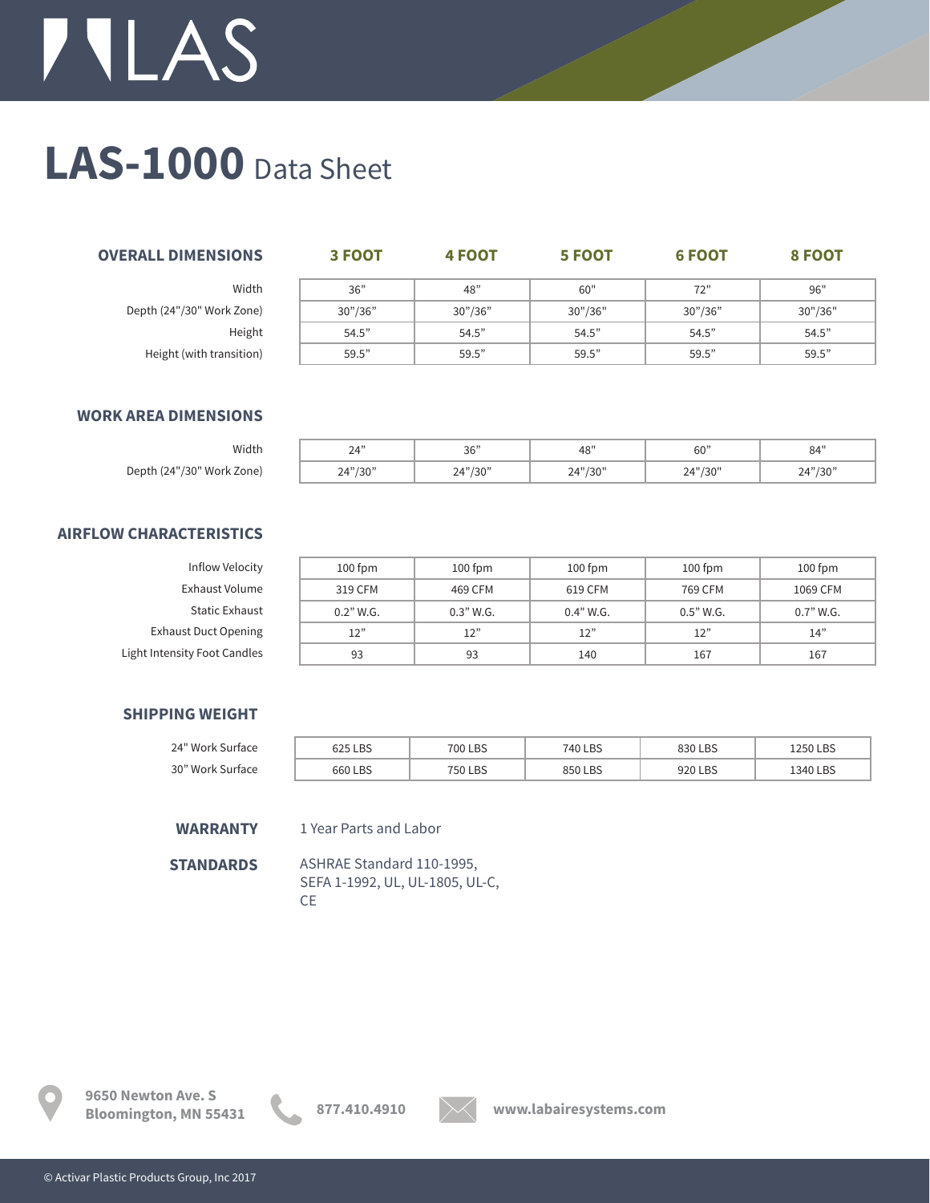# LAS-1000 Data Sheet

| OVERALL DIMENSIONS | 3 FOOT | 4 FOOT | 5 FOOT | 6 FOOT | 8 FOOT |
|---|---|---|---|---|---|
| Width | 36” | 48” | 60" | 72" | 96" |
| Depth (24"/30" Work Zone) | 30”/36” | 30”/36” | 30"/36" | 30”/36” | 30"/36" |
| Height | 54.5” | 54.5” | 54.5” | 54.5” | 54.5” |
| Height (with transition) | 59.5” | 59.5” | 59.5” | 59.5” | 59.5” |

| WORK AREA DIMENSIONS | 3 FOOT | 4 FOOT | 5 FOOT | 6 FOOT | 8 FOOT |
|---|---|---|---|---|---|
| Width | 24” | 36” | 48" | 60” | 84" |
| Depth (24"/30" Work Zone) | 24”/30” | 24”/30” | 24"/30" | 24"/30" | 24”/30” |

| AIRFLOW CHARACTERISTICS | 3 FOOT | 4 FOOT | 5 FOOT | 6 FOOT | 8 FOOT |
|---|---|---|---|---|---|
| Inflow Velocity | 100 fpm | 100 fpm | 100 fpm | 100 fpm | 100 fpm |
| Exhaust Volume | 319 CFM | 469 CFM | 619 CFM | 769 CFM | 1069 CFM |
| Static Exhaust | 0.2” W.G. | 0.3” W.G. | 0.4" W.G. | 0.5” W.G. | 0.7” W.G. |
| Exhaust Duct Opening | 12” | 12” | 12” | 12” | 14” |
| Light Intensity Foot Candles | 93 | 93 | 140 | 167 | 167 |

| SHIPPING WEIGHT | 3 FOOT | 4 FOOT | 5 FOOT | 6 FOOT | 8 FOOT |
|---|---|---|---|---|---|
| 24" Work Surface | 625 LBS | 700 LBS | 740 LBS | 830 LBS | 1250 LBS |
| 30” Work Surface | 660 LBS | 750 LBS | 850 LBS | 920 LBS | 1340 LBS |

**WARRANTY** 1 Year Parts and Labor

**STANDARDS** ASHRAE Standard 110-1995, SEFA 1-1992, UL, UL-1805, UL-C, CE

**9650 Newton Ave. S**
**Bloomington, MN 55431**

**877.410.4910**

**www.labairesystems.com**

© Activar Plastic Products Group, Inc 2017